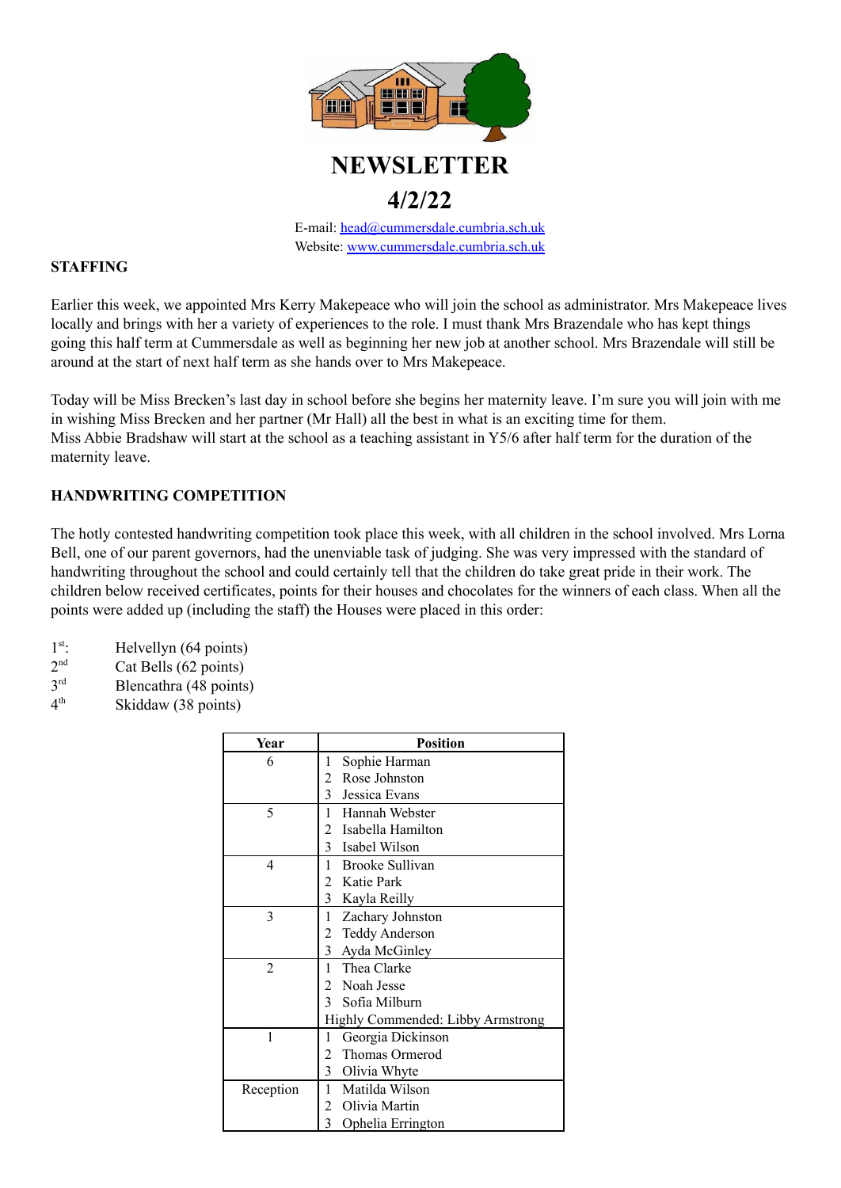# NEWSLETTER

## 4/2/22

E-mail: head@cummersdale.cumbria.sch.uk
Website: www.cummersdale.cumbria.sch.uk

### STAFFING

Earlier this week, we appointed Mrs Kerry Makepeace who will join the school as administrator. Mrs Makepeace lives locally and brings with her a variety of experiences to the role. I must thank Mrs Brazendale who has kept things going this half term at Cummersdale as well as beginning her new job at another school. Mrs Brazendale will still be around at the start of next half term as she hands over to Mrs Makepeace.

Today will be Miss Brecken's last day in school before she begins her maternity leave. I'm sure you will join with me in wishing Miss Brecken and her partner (Mr Hall) all the best in what is an exciting time for them.
Miss Abbie Bradshaw will start at the school as a teaching assistant in Y5/6 after half term for the duration of the maternity leave.

### HANDWRITING COMPETITION

The hotly contested handwriting competition took place this week, with all children in the school involved. Mrs Lorna Bell, one of our parent governors, had the unenviable task of judging. She was very impressed with the standard of handwriting throughout the school and could certainly tell that the children do take great pride in their work. The children below received certificates, points for their houses and chocolates for the winners of each class. When all the points were added up (including the staff) the Houses were placed in this order:

1st: Helvellyn (64 points)
2nd Cat Bells (62 points)
3rd Blencathra (48 points)
4th Skiddaw (38 points)

| Year | Position |
|---|---|
| 6 | 1 Sophie Harman<br>2 Rose Johnston<br>3 Jessica Evans |
| 5 | 1 Hannah Webster<br>2 Isabella Hamilton<br>3 Isabel Wilson |
| 4 | 1 Brooke Sullivan<br>2 Katie Park<br>3 Kayla Reilly |
| 3 | 1 Zachary Johnston<br>2 Teddy Anderson<br>3 Ayda McGinley |
| 2 | 1 Thea Clarke<br>2 Noah Jesse<br>3 Sofia Milburn<br>Highly Commended: Libby Armstrong |
| 1 | 1 Georgia Dickinson<br>2 Thomas Ormerod<br>3 Olivia Whyte |
| Reception | 1 Matilda Wilson<br>2 Olivia Martin<br>3 Ophelia Errington |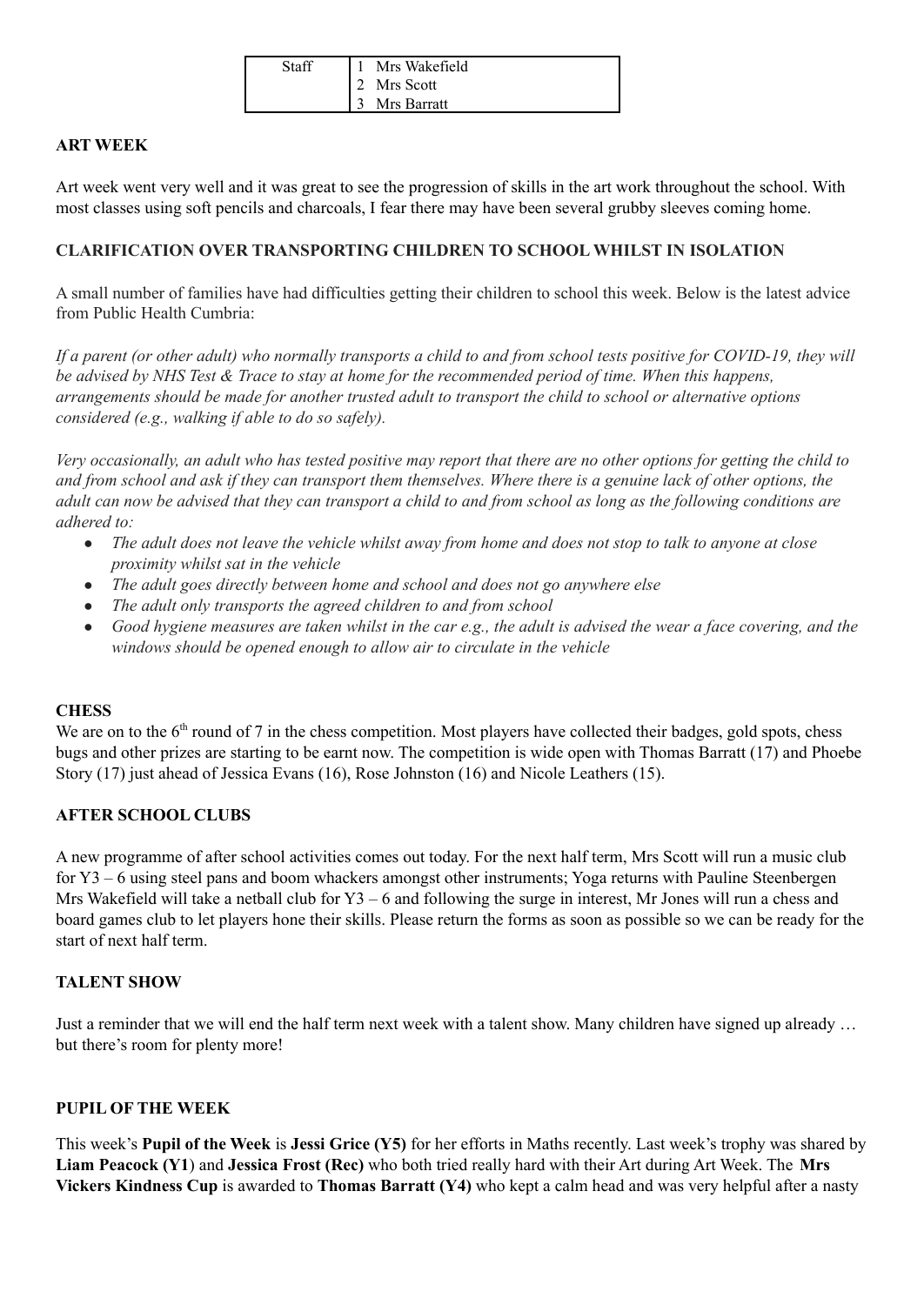| Staff | 1 Mrs Wakefield |
| --- | --- |
| | 2 Mrs Scott |
| | 3 Mrs Barratt |

**ART WEEK**

Art week went very well and it was great to see the progression of skills in the art work throughout the school. With most classes using soft pencils and charcoals, I fear there may have been several grubby sleeves coming home.

**CLARIFICATION OVER TRANSPORTING CHILDREN TO SCHOOL WHILST IN ISOLATION**

A small number of families have had difficulties getting their children to school this week. Below is the latest advice from Public Health Cumbria:

*If a parent (or other adult) who normally transports a child to and from school tests positive for COVID-19, they will be advised by NHS Test & Trace to stay at home for the recommended period of time. When this happens, arrangements should be made for another trusted adult to transport the child to school or alternative options considered (e.g., walking if able to do so safely).*

*Very occasionally, an adult who has tested positive may report that there are no other options for getting the child to and from school and ask if they can transport them themselves. Where there is a genuine lack of other options, the adult can now be advised that they can transport a child to and from school as long as the following conditions are adhered to:*

- *The adult does not leave the vehicle whilst away from home and does not stop to talk to anyone at close proximity whilst sat in the vehicle*
- *The adult goes directly between home and school and does not go anywhere else*
- *The adult only transports the agreed children to and from school*
- *Good hygiene measures are taken whilst in the car e.g., the adult is advised the wear a face covering, and the windows should be opened enough to allow air to circulate in the vehicle*

**CHESS**

We are on to the 6th round of 7 in the chess competition. Most players have collected their badges, gold spots, chess bugs and other prizes are starting to be earnt now. The competition is wide open with Thomas Barratt (17) and Phoebe Story (17) just ahead of Jessica Evans (16), Rose Johnston (16) and Nicole Leathers (15).

**AFTER SCHOOL CLUBS**

A new programme of after school activities comes out today. For the next half term, Mrs Scott will run a music club for Y3 – 6 using steel pans and boom whackers amongst other instruments; Yoga returns with Pauline Steenbergen Mrs Wakefield will take a netball club for Y3 – 6 and following the surge in interest, Mr Jones will run a chess and board games club to let players hone their skills. Please return the forms as soon as possible so we can be ready for the start of next half term.

**TALENT SHOW**

Just a reminder that we will end the half term next week with a talent show. Many children have signed up already … but there's room for plenty more!

**PUPIL OF THE WEEK**

This week's **Pupil of the Week** is **Jessi Grice (Y5)** for her efforts in Maths recently. Last week's trophy was shared by **Liam Peacock (Y1**) and **Jessica Frost (Rec)** who both tried really hard with their Art during Art Week. The **Mrs Vickers Kindness Cup** is awarded to **Thomas Barratt (Y4)** who kept a calm head and was very helpful after a nasty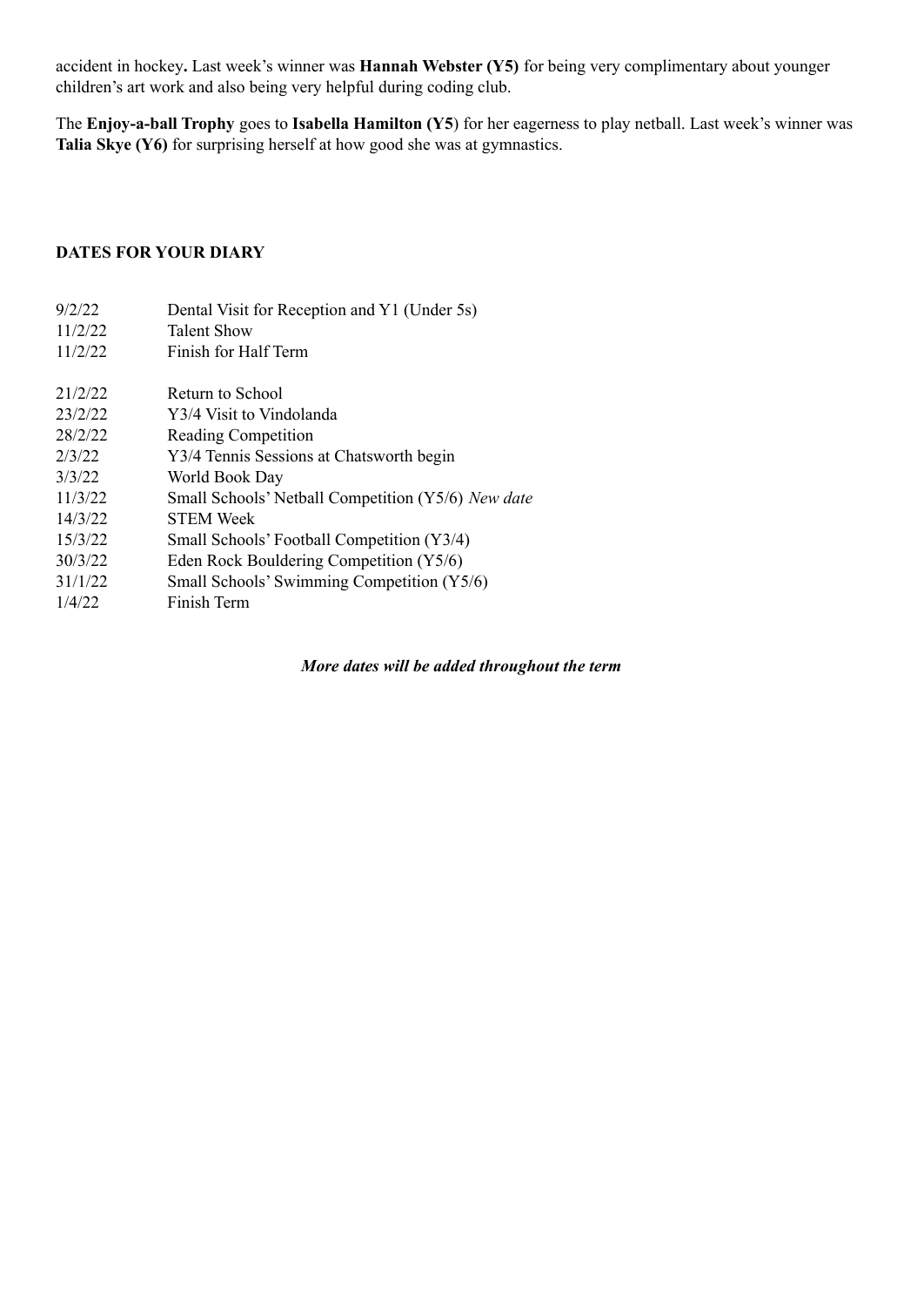accident in hockey**.** Last week's winner was **Hannah Webster (Y5)** for being very complimentary about younger children's art work and also being very helpful during coding club.

The **Enjoy-a-ball Trophy** goes to **Isabella Hamilton (Y5**) for her eagerness to play netball. Last week's winner was **Talia Skye (Y6)** for surprising herself at how good she was at gymnastics.

**DATES FOR YOUR DIARY**

| | |
|---|---|
| 9/2/22 | Dental Visit for Reception and Y1 (Under 5s) |
| 11/2/22 | Talent Show |
| 11/2/22 | Finish for Half Term |
| | |
| 21/2/22 | Return to School |
| 23/2/22 | Y3/4 Visit to Vindolanda |
| 28/2/22 | Reading Competition |
| 2/3/22 | Y3/4 Tennis Sessions at Chatsworth begin |
| 3/3/22 | World Book Day |
| 11/3/22 | Small Schools' Netball Competition (Y5/6) *New date* |
| 14/3/22 | STEM Week |
| 15/3/22 | Small Schools' Football Competition (Y3/4) |
| 30/3/22 | Eden Rock Bouldering Competition (Y5/6) |
| 31/1/22 | Small Schools' Swimming Competition (Y5/6) |
| 1/4/22 | Finish Term |

***More dates will be added throughout the term***